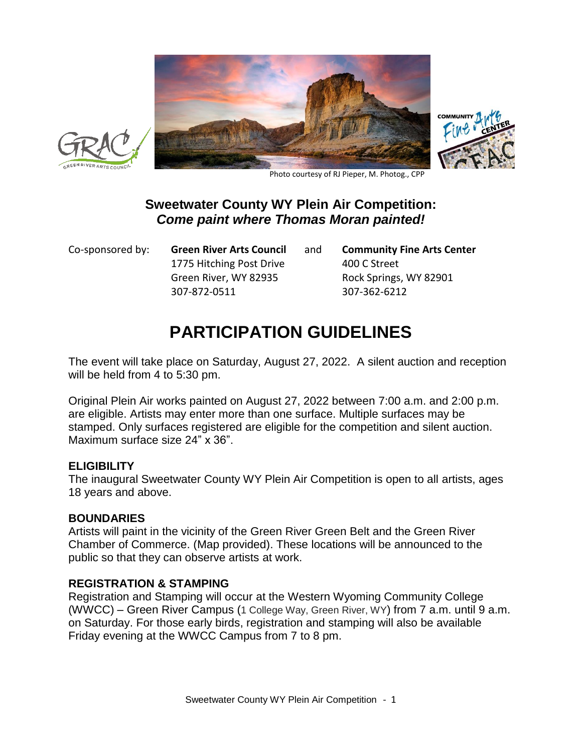Photo courtesy of RJ Pieper, M. Photog., CPP

## Sweetwater County WY Plein Air Competition:
### *Come paint where Thomas Moran painted!*

| Co-sponsored by: | **Green River Arts Council** | and | **Community Fine Arts Center** |
|---|---|---|---|
| | 1775 Hitching Post Drive | | 400 C Street |
| | Green River, WY 82935 | | Rock Springs, WY 82901 |
| | 307-872-0511 | | 307-362-6212 |

# PARTICIPATION GUIDELINES

The event will take place on Saturday, August 27, 2022. A silent auction and reception will be held from 4 to 5:30 pm.

Original Plein Air works painted on August 27, 2022 between 7:00 a.m. and 2:00 p.m. are eligible. Artists may enter more than one surface. Multiple surfaces may be stamped. Only surfaces registered are eligible for the competition and silent auction. Maximum surface size 24" x 36".

**ELIGIBILITY**

The inaugural Sweetwater County WY Plein Air Competition is open to all artists, ages 18 years and above.

**BOUNDARIES**

Artists will paint in the vicinity of the Green River Green Belt and the Green River Chamber of Commerce. (Map provided). These locations will be announced to the public so that they can observe artists at work.

**REGISTRATION & STAMPING**

Registration and Stamping will occur at the Western Wyoming Community College (WWCC) – Green River Campus (1 College Way, Green River, WY) from 7 a.m. until 9 a.m. on Saturday. For those early birds, registration and stamping will also be available Friday evening at the WWCC Campus from 7 to 8 pm.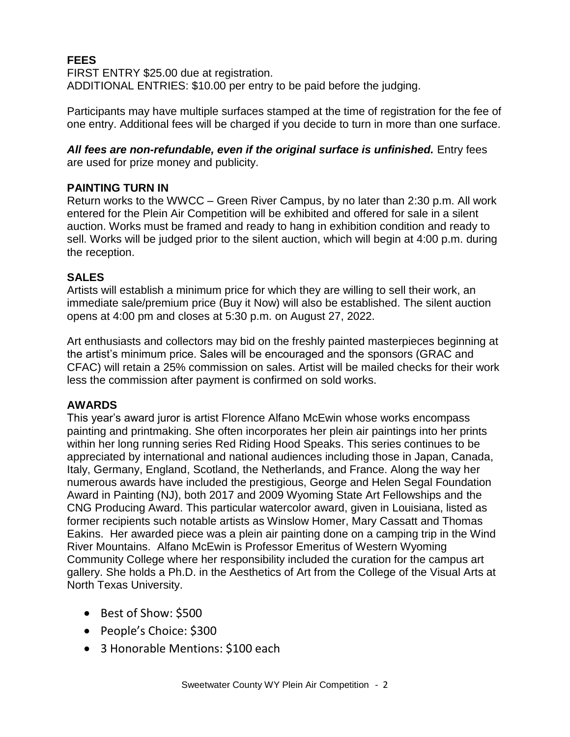## FEES

FIRST ENTRY $25.00 due at registration.
ADDITIONAL ENTRIES: $10.00 per entry to be paid before the judging.

Participants may have multiple surfaces stamped at the time of registration for the fee of one entry. Additional fees will be charged if you decide to turn in more than one surface.

***All fees are non-refundable, even if the original surface is unfinished.*** Entry fees are used for prize money and publicity.

## PAINTING TURN IN

Return works to the WWCC – Green River Campus, by no later than 2:30 p.m. All work entered for the Plein Air Competition will be exhibited and offered for sale in a silent auction. Works must be framed and ready to hang in exhibition condition and ready to sell. Works will be judged prior to the silent auction, which will begin at 4:00 p.m. during the reception.

## SALES

Artists will establish a minimum price for which they are willing to sell their work, an immediate sale/premium price (Buy it Now) will also be established. The silent auction opens at 4:00 pm and closes at 5:30 p.m. on August 27, 2022.

Art enthusiasts and collectors may bid on the freshly painted masterpieces beginning at the artist's minimum price. Sales will be encouraged and the sponsors (GRAC and CFAC) will retain a 25% commission on sales. Artist will be mailed checks for their work less the commission after payment is confirmed on sold works.

## AWARDS

This year's award juror is artist Florence Alfano McEwin whose works encompass painting and printmaking. She often incorporates her plein air paintings into her prints within her long running series Red Riding Hood Speaks. This series continues to be appreciated by international and national audiences including those in Japan, Canada, Italy, Germany, England, Scotland, the Netherlands, and France. Along the way her numerous awards have included the prestigious, George and Helen Segal Foundation Award in Painting (NJ), both 2017 and 2009 Wyoming State Art Fellowships and the CNG Producing Award. This particular watercolor award, given in Louisiana, listed as former recipients such notable artists as Winslow Homer, Mary Cassatt and Thomas Eakins. Her awarded piece was a plein air painting done on a camping trip in the Wind River Mountains. Alfano McEwin is Professor Emeritus of Western Wyoming Community College where her responsibility included the curation for the campus art gallery. She holds a Ph.D. in the Aesthetics of Art from the College of the Visual Arts at North Texas University.

- Best of Show: $500
- People's Choice: $300
- 3 Honorable Mentions: $100 each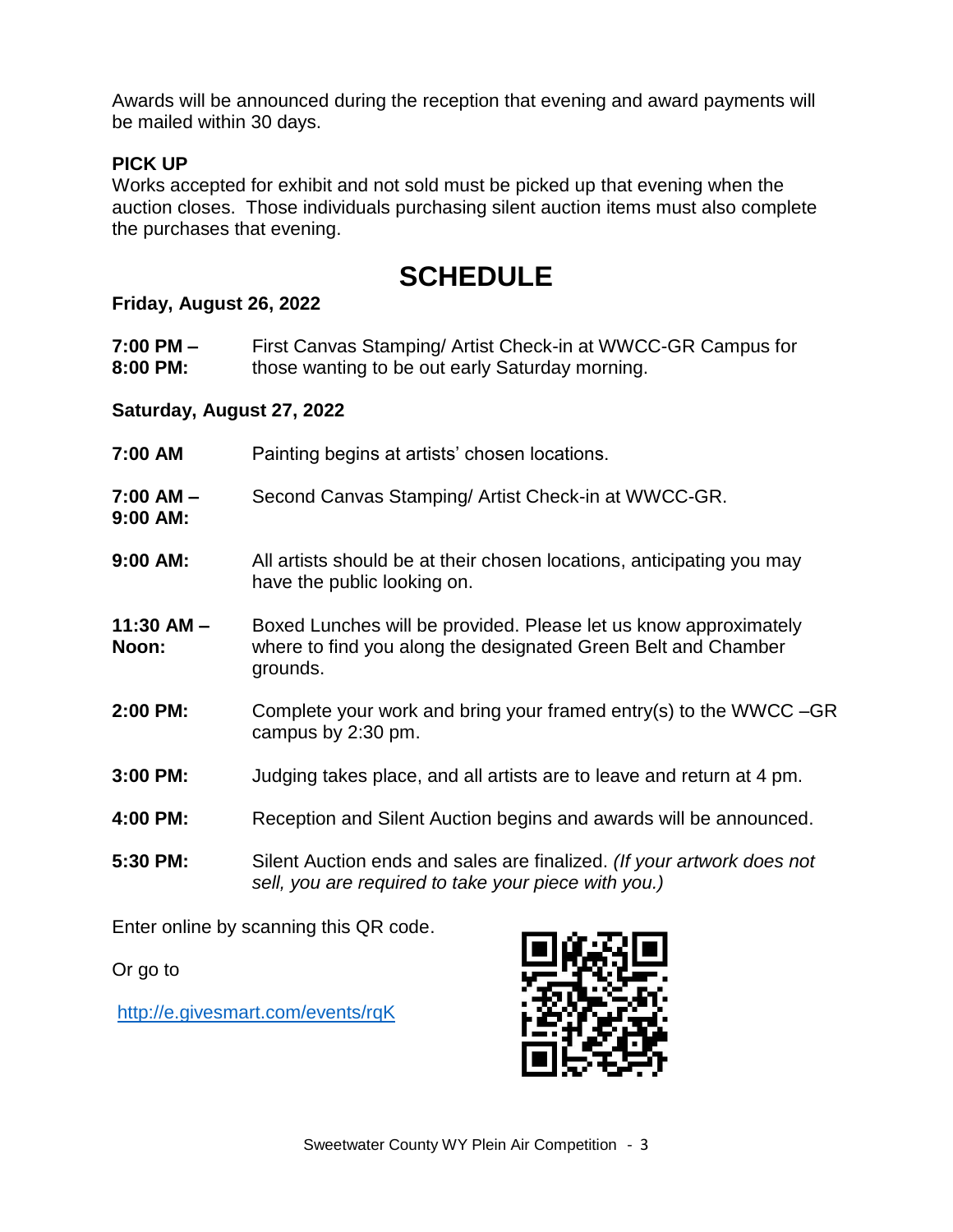Awards will be announced during the reception that evening and award payments will be mailed within 30 days.

**PICK UP**

Works accepted for exhibit and not sold must be picked up that evening when the auction closes. Those individuals purchasing silent auction items must also complete the purchases that evening.

# SCHEDULE

**Friday, August 26, 2022**

| | |
|---|---|
| **7:00 PM – 8:00 PM:** | First Canvas Stamping/ Artist Check-in at WWCC-GR Campus for those wanting to be out early Saturday morning. |

**Saturday, August 27, 2022**

| | |
|---|---|
| **7:00 AM** | Painting begins at artists' chosen locations. |
| **7:00 AM – 9:00 AM:** | Second Canvas Stamping/ Artist Check-in at WWCC-GR. |
| **9:00 AM:** | All artists should be at their chosen locations, anticipating you may have the public looking on. |
| **11:30 AM – Noon:** | Boxed Lunches will be provided. Please let us know approximately where to find you along the designated Green Belt and Chamber grounds. |
| **2:00 PM:** | Complete your work and bring your framed entry(s) to the WWCC –GR campus by 2:30 pm. |
| **3:00 PM:** | Judging takes place, and all artists are to leave and return at 4 pm. |
| **4:00 PM:** | Reception and Silent Auction begins and awards will be announced. |
| **5:30 PM:** | Silent Auction ends and sales are finalized. *(If your artwork does not sell, you are required to take your piece with you.)* |

Enter online by scanning this QR code.

Or go to

http://e.givesmart.com/events/rqK